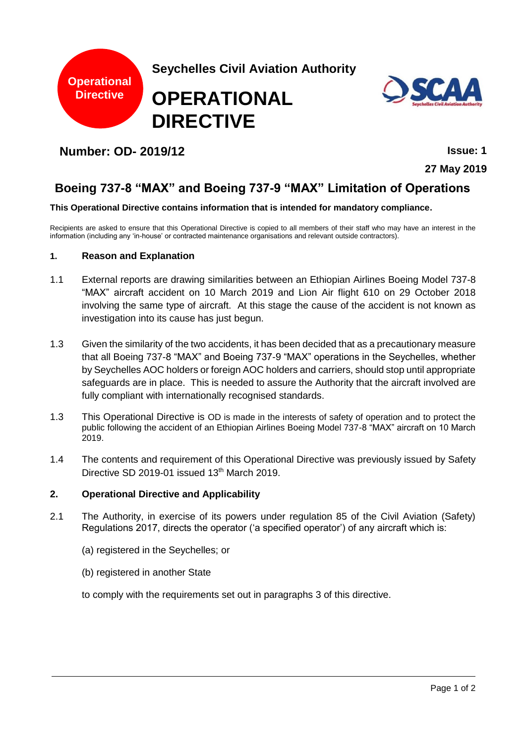Operational Directive

Seychelles Civil Aviation Authority

# OPERATIONAL DIRECTIVE

SCAA Seychelles Civil Aviation Authority

## Number: OD- 2019/12

**Issue: 1**

**27 May 2019**

## Boeing 737-8 "MAX" and Boeing 737-9 "MAX" Limitation of Operations

**This Operational Directive contains information that is intended for mandatory compliance.**

Recipients are asked to ensure that this Operational Directive is copied to all members of their staff who may have an interest in the information (including any 'in-house' or contracted maintenance organisations and relevant outside contractors).

### 1. Reason and Explanation

1.1 External reports are drawing similarities between an Ethiopian Airlines Boeing Model 737-8 "MAX" aircraft accident on 10 March 2019 and Lion Air flight 610 on 29 October 2018 involving the same type of aircraft. At this stage the cause of the accident is not known as investigation into its cause has just begun.

1.3 Given the similarity of the two accidents, it has been decided that as a precautionary measure that all Boeing 737-8 "MAX" and Boeing 737-9 "MAX" operations in the Seychelles, whether by Seychelles AOC holders or foreign AOC holders and carriers, should stop until appropriate safeguards are in place. This is needed to assure the Authority that the aircraft involved are fully compliant with internationally recognised standards.

1.3 This Operational Directive is OD is made in the interests of safety of operation and to protect the public following the accident of an Ethiopian Airlines Boeing Model 737-8 "MAX" aircraft on 10 March 2019.

1.4 The contents and requirement of this Operational Directive was previously issued by Safety Directive SD 2019-01 issued 13th March 2019.

### 2. Operational Directive and Applicability

2.1 The Authority, in exercise of its powers under regulation 85 of the Civil Aviation (Safety) Regulations 2017, directs the operator ('a specified operator') of any aircraft which is:

(a) registered in the Seychelles; or

(b) registered in another State

to comply with the requirements set out in paragraphs 3 of this directive.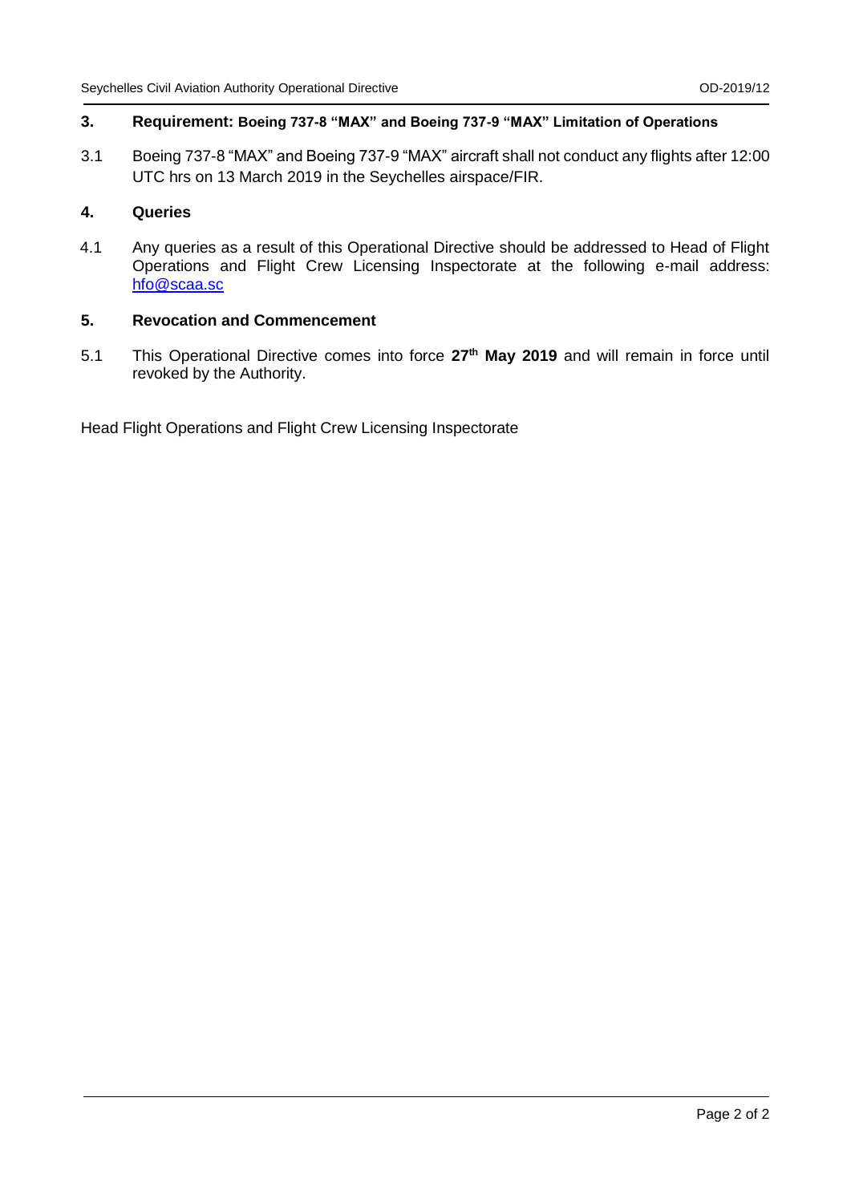## 3. Requirement: Boeing 737-8 "MAX" and Boeing 737-9 "MAX" Limitation of Operations

3.1 Boeing 737-8 "MAX" and Boeing 737-9 "MAX" aircraft shall not conduct any flights after 12:00 UTC hrs on 13 March 2019 in the Seychelles airspace/FIR.

## 4. Queries

4.1 Any queries as a result of this Operational Directive should be addressed to Head of Flight Operations and Flight Crew Licensing Inspectorate at the following e-mail address: hfo@scaa.sc

## 5. Revocation and Commencement

5.1 This Operational Directive comes into force **27th May 2019** and will remain in force until revoked by the Authority.

Head Flight Operations and Flight Crew Licensing Inspectorate